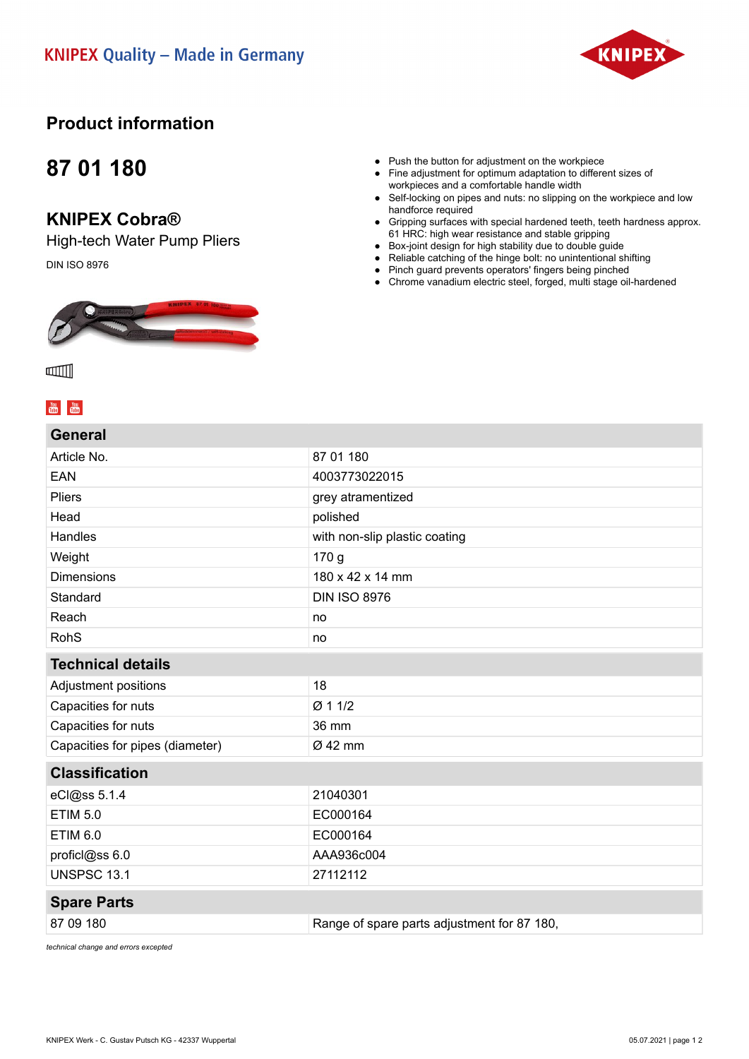KNIPEX Quality – Made in Germany

# Product information

## 87 01 180

## KNIPEX Cobra®

High-tech Water Pump Pliers

DIN ISO 8976

- Push the button for adjustment on the workpiece
- Fine adjustment for optimum adaptation to different sizes of workpieces and a comfortable handle width
- Self-locking on pipes and nuts: no slipping on the workpiece and low handforce required
- Gripping surfaces with special hardened teeth, teeth hardness approx. 61 HRC: high wear resistance and stable gripping
- Box-joint design for high stability due to double guide
- Reliable catching of the hinge bolt: no unintentional shifting
- Pinch guard prevents operators' fingers being pinched
- Chrome vanadium electric steel, forged, multi stage oil-hardened

| General | |
|---|---|
| Article No. | 87 01 180 |
| EAN | 4003773022015 |
| Pliers | grey atramentized |
| Head | polished |
| Handles | with non-slip plastic coating |
| Weight | 170 g |
| Dimensions | 180 x 42 x 14 mm |
| Standard | DIN ISO 8976 |
| Reach | no |
| RohS | no |

| Technical details | |
|---|---|
| Adjustment positions | 18 |
| Capacities for nuts | Ø 1 1/2 |
| Capacities for nuts | 36 mm |
| Capacities for pipes (diameter) | Ø 42 mm |

| Classification | |
|---|---|
| eCl@ss 5.1.4 | 21040301 |
| ETIM 5.0 | EC000164 |
| ETIM 6.0 | EC000164 |
| proficl@ss 6.0 | AAA936c004 |
| UNSPSC 13.1 | 27112112 |

| Spare Parts | |
|---|---|
| 87 09 180 | Range of spare parts adjustment for 87 180, |

*technical change and errors excepted*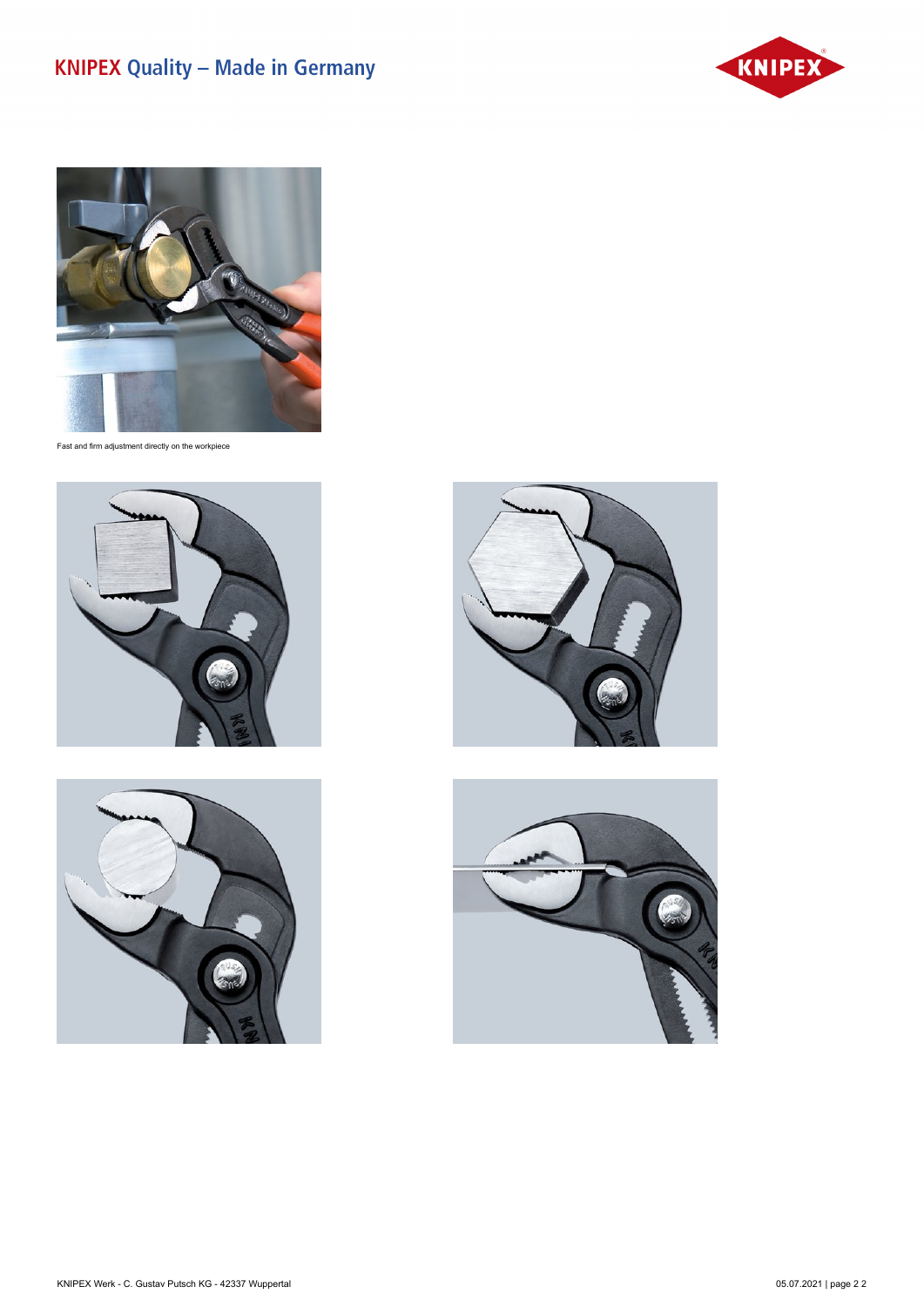Fast and firm adjustment directly on the workpiece